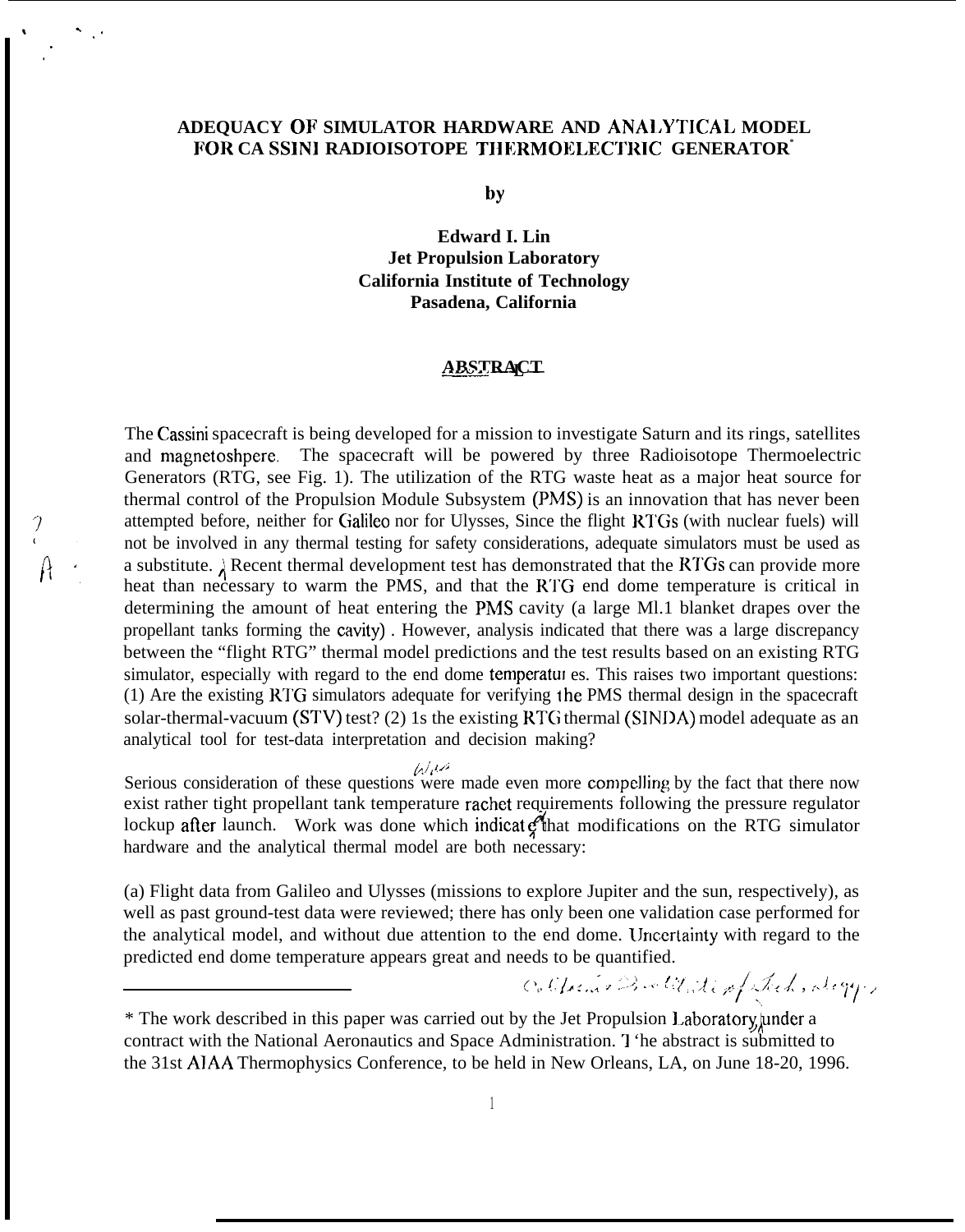# ADEQUACY OF SIMULATOR HARDWARE AND ANALYTICAL MODEL FOR CASSINI RADIOISOTOPE THERMOELECTRIC GENERATOR*

**by**

**Edward I. Lin**
**Jet Propulsion Laboratory**
**California Institute of Technology**
**Pasadena, California**

## ABSTRACT

The Cassini spacecraft is being developed for a mission to investigate Saturn and its rings, satellites and magnetoshpere. The spacecraft will be powered by three Radioisotope Thermoelectric Generators (RTG, see Fig. 1). The utilization of the RTG waste heat as a major heat source for thermal control of the Propulsion Module Subsystem (PMS) is an innovation that has never been attempted before, neither for Galileo nor for Ulysses, Since the flight RTGs (with nuclear fuels) will not be involved in any thermal testing for safety considerations, adequate simulators must be used as a substitute. A Recent thermal development test has demonstrated that the RTGs can provide more heat than necessary to warm the PMS, and that the RTG end dome temperature is critical in determining the amount of heat entering the PMS cavity (a large MLI blanket drapes over the propellant tanks forming the cavity). However, analysis indicated that there was a large discrepancy between the "flight RTG" thermal model predictions and the test results based on an existing RTG simulator, especially with regard to the end dome temperatures. This raises two important questions: (1) Are the existing RTG simulators adequate for verifying the PMS thermal design in the spacecraft solar-thermal-vacuum (STV) test? (2) Is the existing RTG thermal (SINDA) model adequate as an analytical tool for test-data interpretation and decision making?

Serious consideration of these questions was made even more compelling by the fact that there now exist rather tight propellant tank temperature rachet requirements following the pressure regulator lockup after launch. Work was done which indicated that modifications on the RTG simulator hardware and the analytical thermal model are both necessary:

(a) Flight data from Galileo and Ulysses (missions to explore Jupiter and the sun, respectively), as well as past ground-test data were reviewed; there has only been one validation case performed for the analytical model, and without due attention to the end dome. Uncertainty with regard to the predicted end dome temperature appears great and needs to be quantified.

---

\* The work described in this paper was carried out by the Jet Propulsion Laboratory, California Institute of Technology, under a contract with the National Aeronautics and Space Administration. The abstract is submitted to the 31st AIAA Thermophysics Conference, to be held in New Orleans, LA, on June 18-20, 1996.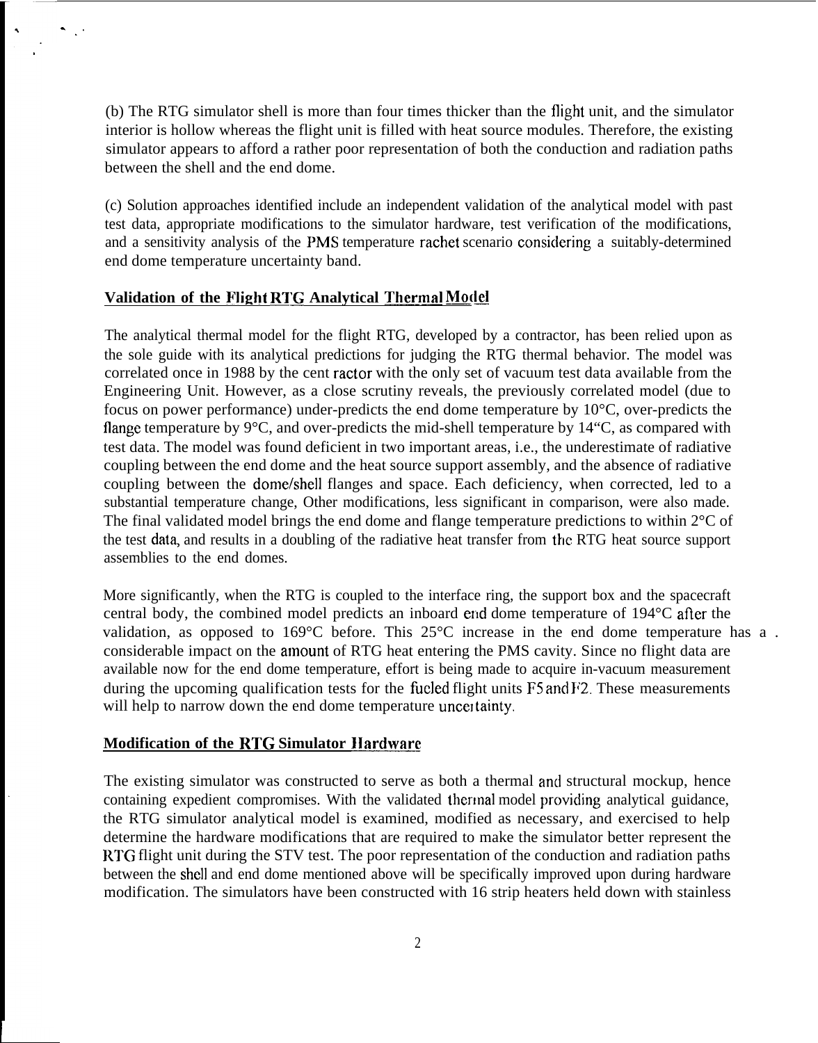(b) The RTG simulator shell is more than four times thicker than the flight unit, and the simulator interior is hollow whereas the flight unit is filled with heat source modules. Therefore, the existing simulator appears to afford a rather poor representation of both the conduction and radiation paths between the shell and the end dome.

(c) Solution approaches identified include an independent validation of the analytical model with past test data, appropriate modifications to the simulator hardware, test verification of the modifications, and a sensitivity analysis of the PMS temperature rachet scenario considering a suitably-determined end dome temperature uncertainty band.

**Validation of the Flight RTG Analytical Thermal Model**

The analytical thermal model for the flight RTG, developed by a contractor, has been relied upon as the sole guide with its analytical predictions for judging the RTG thermal behavior. The model was correlated once in 1988 by the cent ractor with the only set of vacuum test data available from the Engineering Unit. However, as a close scrutiny reveals, the previously correlated model (due to focus on power performance) under-predicts the end dome temperature by 10°C, over-predicts the flange temperature by 9°C, and over-predicts the mid-shell temperature by 14"C, as compared with test data. The model was found deficient in two important areas, i.e., the underestimate of radiative coupling between the end dome and the heat source support assembly, and the absence of radiative coupling between the dome/shell flanges and space. Each deficiency, when corrected, led to a substantial temperature change, Other modifications, less significant in comparison, were also made. The final validated model brings the end dome and flange temperature predictions to within 2°C of the test data, and results in a doubling of the radiative heat transfer from the RTG heat source support assemblies to the end domes.

More significantly, when the RTG is coupled to the interface ring, the support box and the spacecraft central body, the combined model predicts an inboard end dome temperature of 194°C after the validation, as opposed to 169°C before. This 25°C increase in the end dome temperature has a considerable impact on the amount of RTG heat entering the PMS cavity. Since no flight data are available now for the end dome temperature, effort is being made to acquire in-vacuum measurement during the upcoming qualification tests for the fueled flight units F5 and F2. These measurements will help to narrow down the end dome temperature uncertainty.

**Modification of the RTG Simulator Hardware**

The existing simulator was constructed to serve as both a thermal and structural mockup, hence containing expedient compromises. With the validated thermal model providing analytical guidance, the RTG simulator analytical model is examined, modified as necessary, and exercised to help determine the hardware modifications that are required to make the simulator better represent the RTG flight unit during the STV test. The poor representation of the conduction and radiation paths between the shell and end dome mentioned above will be specifically improved upon during hardware modification. The simulators have been constructed with 16 strip heaters held down with stainless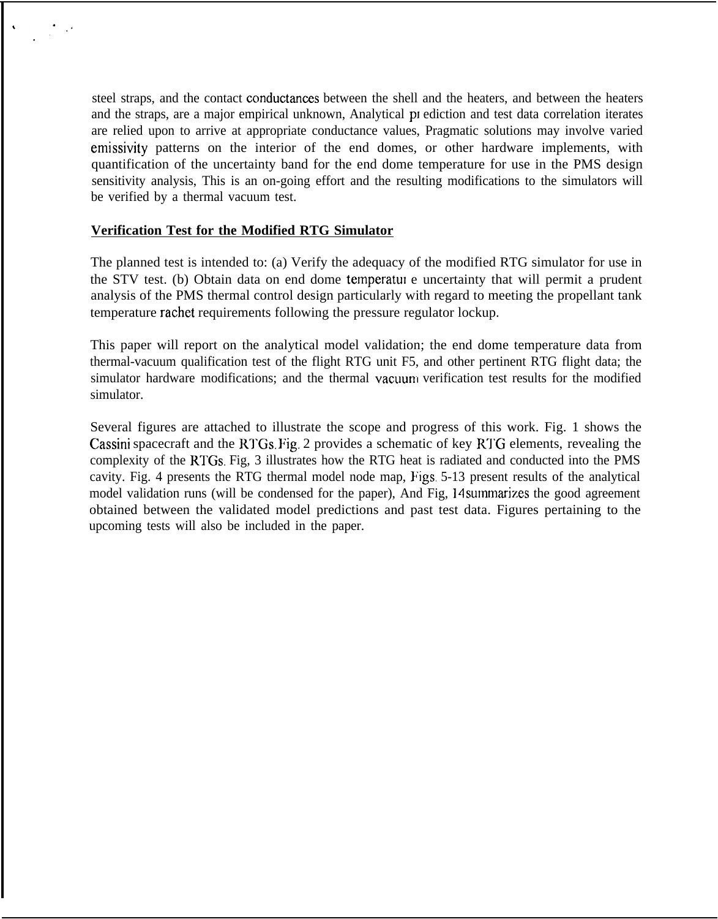steel straps, and the contact conductances between the shell and the heaters, and between the heaters and the straps, are a major empirical unknown, Analytical prediction and test data correlation iterates are relied upon to arrive at appropriate conductance values, Pragmatic solutions may involve varied emissivity patterns on the interior of the end domes, or other hardware implements, with quantification of the uncertainty band for the end dome temperature for use in the PMS design sensitivity analysis, This is an on-going effort and the resulting modifications to the simulators will be verified by a thermal vacuum test.

**Verification Test for the Modified RTG Simulator**

The planned test is intended to: (a) Verify the adequacy of the modified RTG simulator for use in the STV test. (b) Obtain data on end dome temperature uncertainty that will permit a prudent analysis of the PMS thermal control design particularly with regard to meeting the propellant tank temperature rachet requirements following the pressure regulator lockup.

This paper will report on the analytical model validation; the end dome temperature data from thermal-vacuum qualification test of the flight RTG unit F5, and other pertinent RTG flight data; the simulator hardware modifications; and the thermal vacuum verification test results for the modified simulator.

Several figures are attached to illustrate the scope and progress of this work. Fig. 1 shows the Cassini spacecraft and the RTGs. Fig. 2 provides a schematic of key RTG elements, revealing the complexity of the RTGs. Fig, 3 illustrates how the RTG heat is radiated and conducted into the PMS cavity. Fig. 4 presents the RTG thermal model node map, Figs. 5-13 present results of the analytical model validation runs (will be condensed for the paper), And Fig, 14 summarizes the good agreement obtained between the validated model predictions and past test data. Figures pertaining to the upcoming tests will also be included in the paper.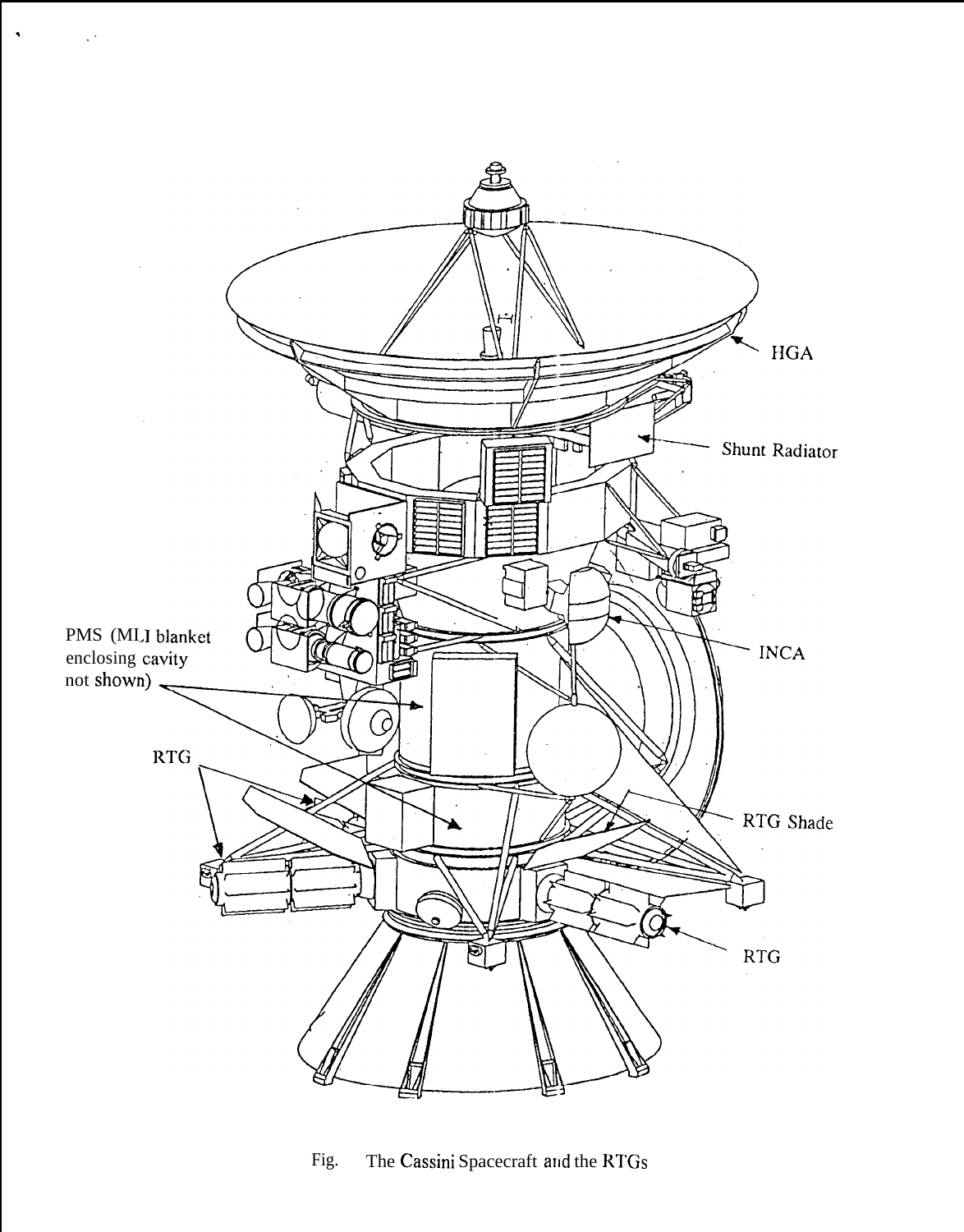Fig. The Cassini Spacecraft and the RTGs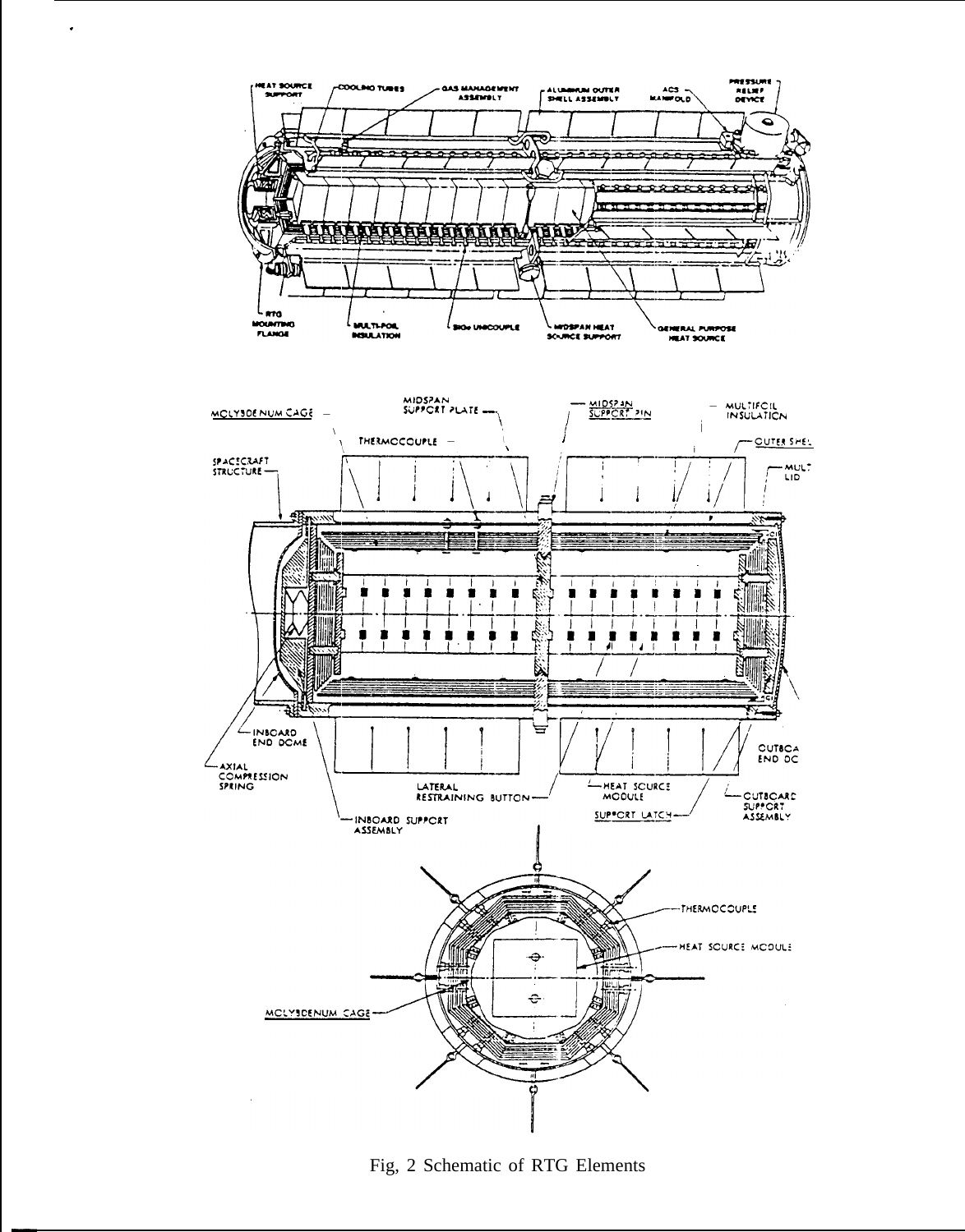Fig, 2 Schematic of RTG Elements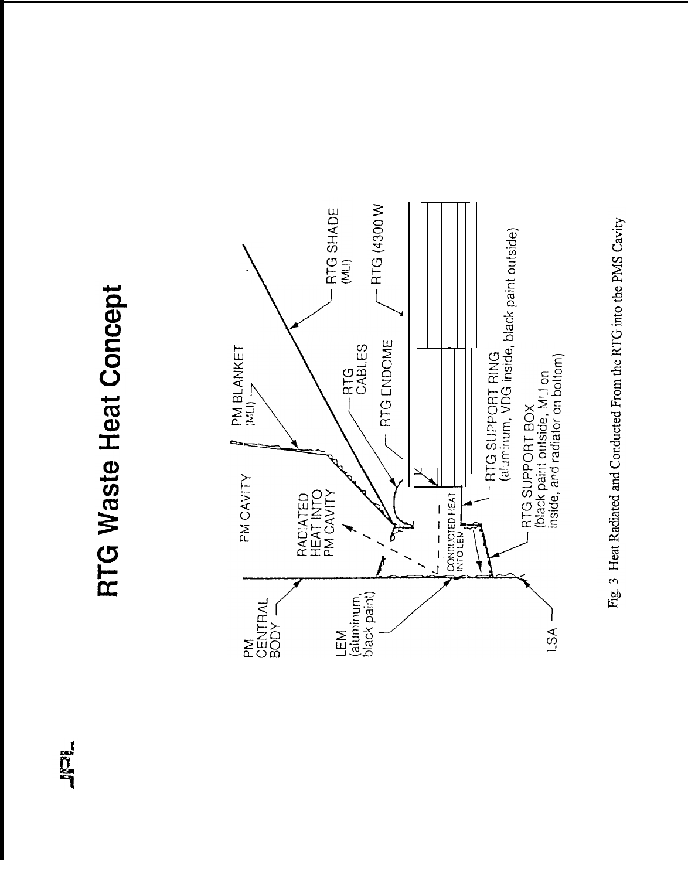# RTG Waste Heat Concept

PM CENTRAL BODY

LEM (aluminum, black paint)

LSA

PM CAVITY

RADIATED HEAT INTO PM CAVITY

CONDUCTED HEAT INTO LEM

PM BLANKET (MLI)

RTG CABLES

RTG ENDOME

RTG SHADE (MLI)

RTG (4300 W

RTG SUPPORT RING (aluminum, VDG inside, black paint outside)

RTG SUPPORT BOX (black paint outside, MLI on inside, and radiator on bottom)

Fig. 3 Heat Radiated and Conducted From the RTG into the PMS Cavity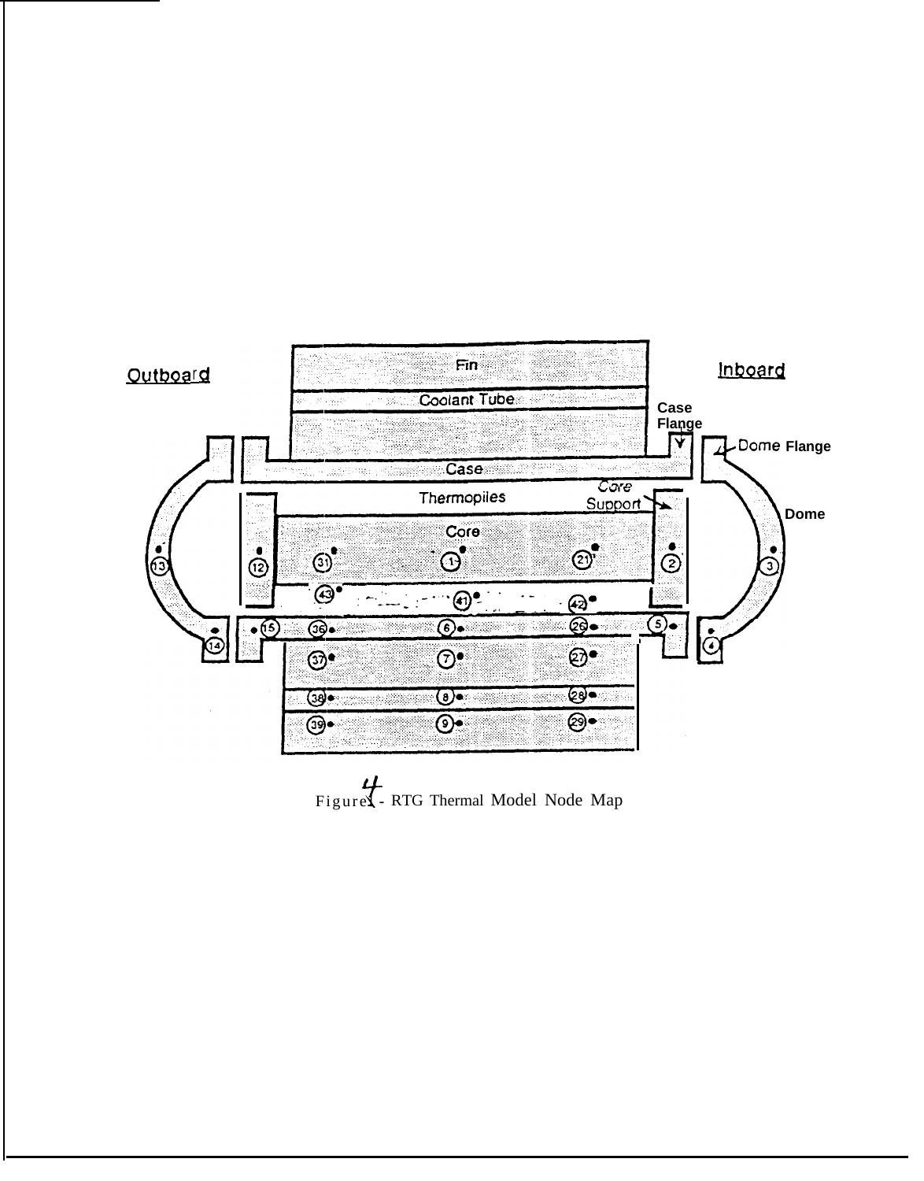Figure 4 - RTG Thermal Model Node Map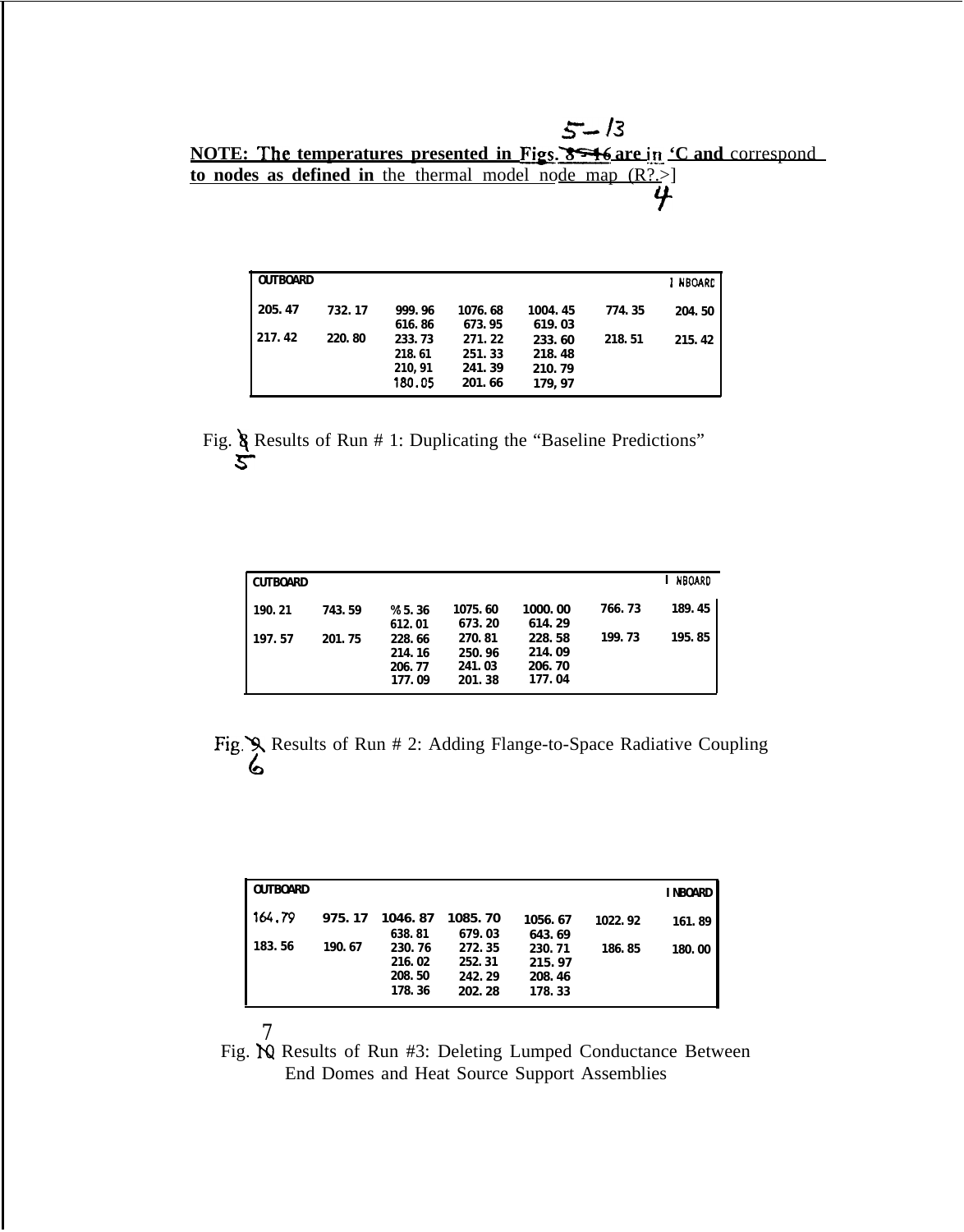**NOTE: The temperatures presented in Figs. 5-13 are in °C and correspond to nodes as defined in** the thermal model node map (R? 4)

| OUTBOARD | | | | | | INBOARD |
|---|---|---|---|---|---|---|
| 205.47 | 732.17 | 999.96 | 1076.68 | 1004.45 | 774.35 | 204.50 |
| | | 616.86 | 673.95 | 619.03 | | |
| 217.42 | 220.80 | 233.73 | 271.22 | 233.60 | 218.51 | 215.42 |
| | | 218.61 | 251.33 | 218.48 | | |
| | | 210,91 | 241.39 | 210.79 | | |
| | | 180.05 | 201.66 | 179,97 | | |

Fig. 5 Results of Run # 1: Duplicating the "Baseline Predictions"

| CUTBOARD | | | | | | INBOARD |
|---|---|---|---|---|---|---|
| 190.21 | 743.59 | %5.36 | 1075.60 | 1000.00 | 766.73 | 189.45 |
| | | 612.01 | 673.20 | 614.29 | | |
| 197.57 | 201.75 | 228.66 | 270.81 | 228.58 | 199.73 | 195.85 |
| | | 214.16 | 250.96 | 214.09 | | |
| | | 206.77 | 241.03 | 206.70 | | |
| | | 177.09 | 201.38 | 177.04 | | |

Fig. 6 Results of Run # 2: Adding Flange-to-Space Radiative Coupling

| OUTBOARD | | | | | | INBOARD |
|---|---|---|---|---|---|---|
| 164.79 | 975.17 | 1046.87 | 1085.70 | 1056.67 | 1022.92 | 161.89 |
| | | 638.81 | 679.03 | 643.69 | | |
| 183.56 | 190.67 | 230.76 | 272.35 | 230.71 | 186.85 | 180.00 |
| | | 216.02 | 252.31 | 215.97 | | |
| | | 208.50 | 242.29 | 208.46 | | |
| | | 178.36 | 202.28 | 178.33 | | |

Fig. 7 Results of Run #3: Deleting Lumped Conductance Between End Domes and Heat Source Support Assemblies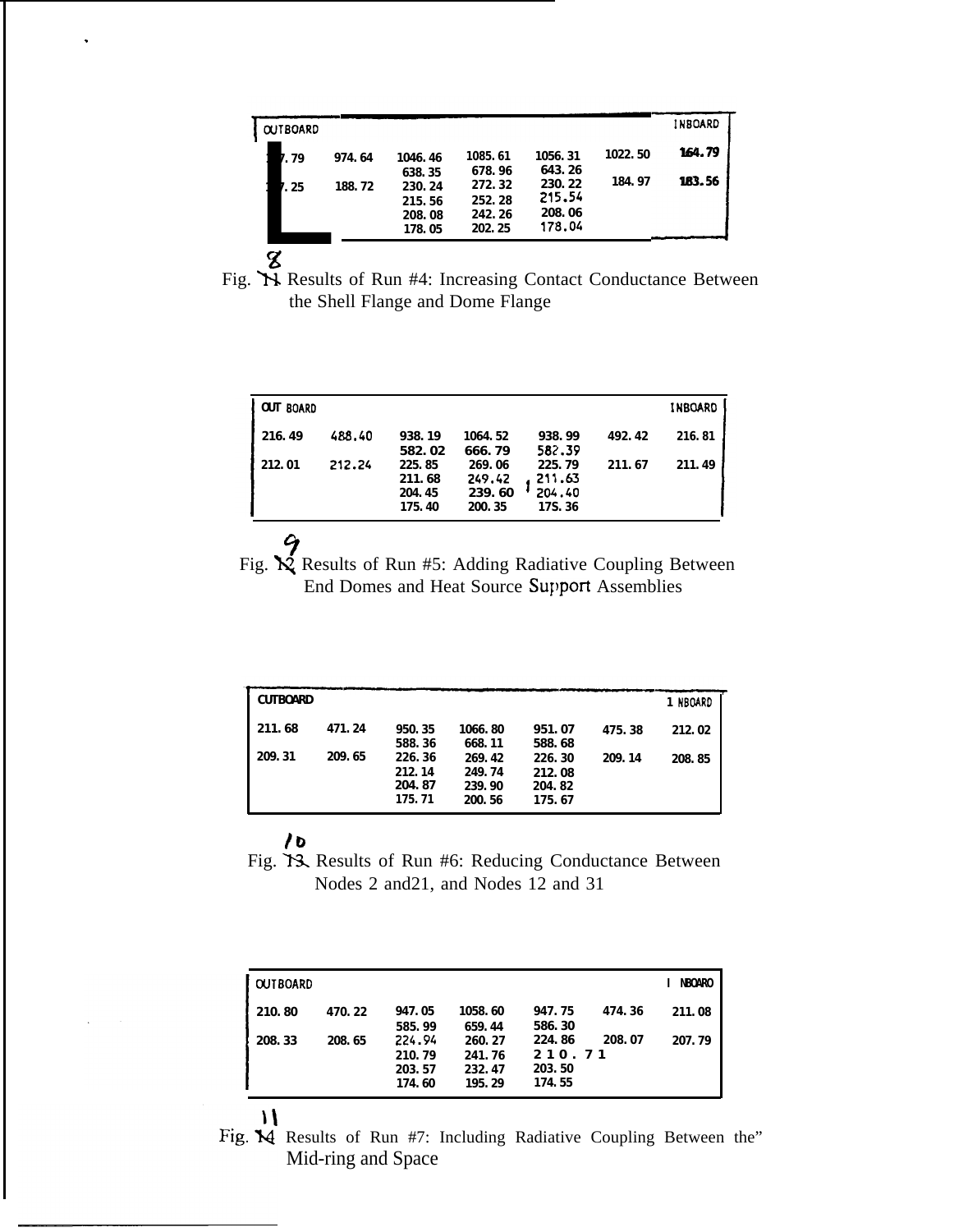| OUTBOARD | | | | | | INBOARD |
|---|---|---|---|---|---|---|
| .79 | 974.64 | 1046.46 | 1085.61 | 1056.31 | 1022.50 | 164.79 |
| | | 638.35 | 678.96 | 643.26 | | |
| .25 | 188.72 | 230.24 | 272.32 | 230.22 | 184.97 | 183.56 |
| | | 215.56 | 252.28 | 215.54 | | |
| | | 208.08 | 242.26 | 208.06 | | |
| | | 178.05 | 202.25 | 178.04 | | |

Fig. 8 Results of Run #4: Increasing Contact Conductance Between the Shell Flange and Dome Flange

| OUTBOARD | | | | | | INBOARD |
|---|---|---|---|---|---|---|
| 216.49 | 488.40 | 938.19 | 1064.52 | 938.99 | 492.42 | 216.81 |
| | | 582.02 | 666.79 | 582.39 | | |
| 212.01 | 212.24 | 225.85 | 269.06 | 225.79 | 211.67 | 211.49 |
| | | 211.68 | 249.42 | 211.63 | | |
| | | 204.45 | 239.60 | 204.40 | | |
| | | 175.40 | 200.35 | 175.36 | | |

Fig. 9 Results of Run #5: Adding Radiative Coupling Between End Domes and Heat Source Support Assemblies

| OUTBOARD | | | | | | INBOARD |
|---|---|---|---|---|---|---|
| 211.68 | 471.24 | 950.35 | 1066.80 | 951.07 | 475.38 | 212.02 |
| | | 588.36 | 668.11 | 588.68 | | |
| 209.31 | 209.65 | 226.36 | 269.42 | 226.30 | 209.14 | 208.85 |
| | | 212.14 | 249.74 | 212.08 | | |
| | | 204.87 | 239.90 | 204.82 | | |
| | | 175.71 | 200.56 | 175.67 | | |

Fig. 10 Results of Run #6: Reducing Conductance Between Nodes 2 and21, and Nodes 12 and 31

| OUTBOARD | | | | | | INBOARD |
|---|---|---|---|---|---|---|
| 210.80 | 470.22 | 947.05 | 1058.60 | 947.75 | 474.36 | 211.08 |
| | | 585.99 | 659.44 | 586.30 | | |
| 208.33 | 208.65 | 224.94 | 260.27 | 224.86 | 208.07 | 207.79 |
| | | 210.79 | 241.76 | 210.71 | | |
| | | 203.57 | 232.47 | 203.50 | | |
| | | 174.60 | 195.29 | 174.55 | | |

Fig. 11 Results of Run #7: Including Radiative Coupling Between the" Mid-ring and Space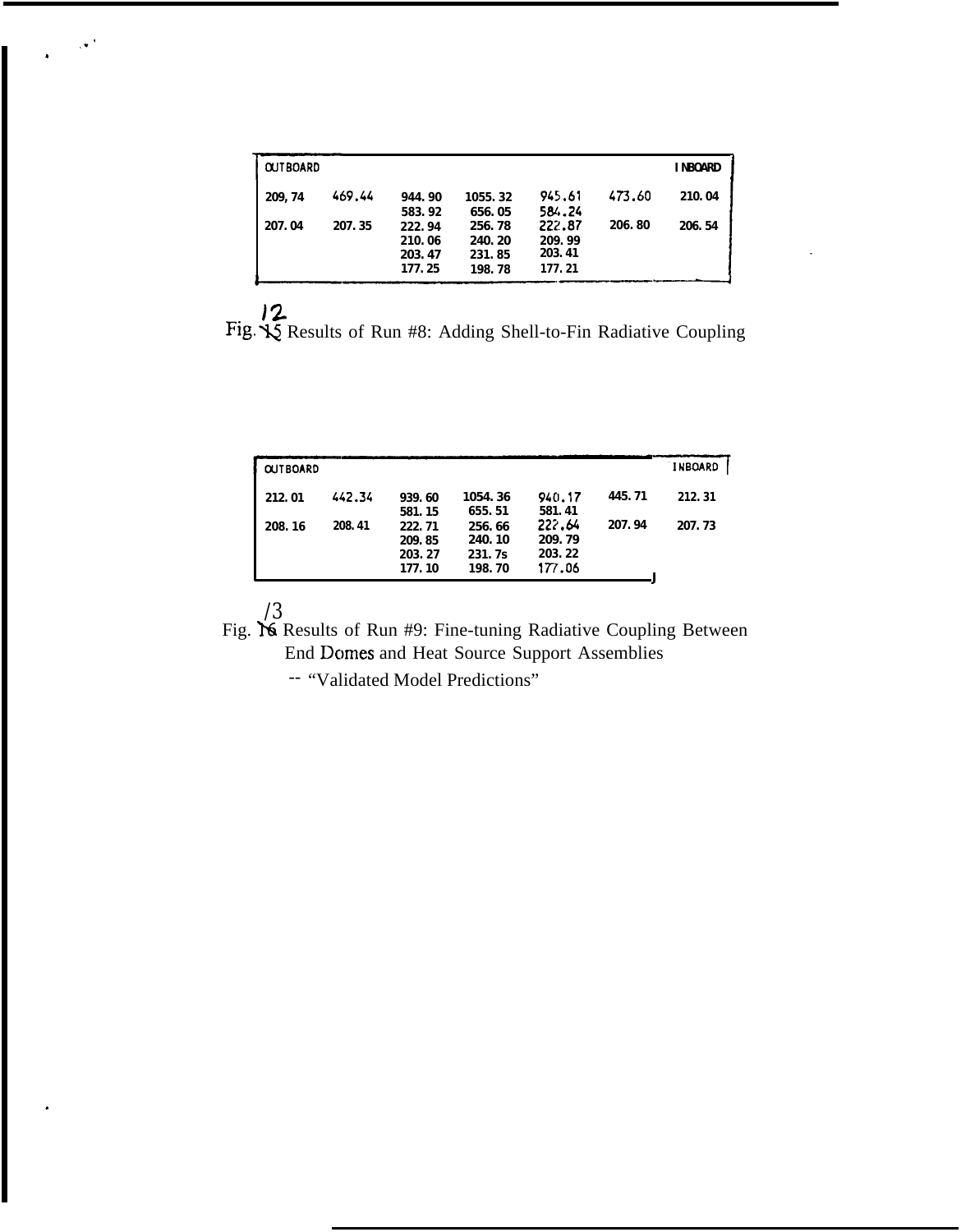| OUTBOARD | | | | | | INBOARD |
|---|---|---|---|---|---|---|
| 209, 74 | 469.44 | 944. 90 | 1055. 32 | 945.61 | 473.60 | 210. 04 |
| | | 583. 92 | 656. 05 | 584.24 | | |
| 207. 04 | 207. 35 | 222. 94 | 256. 78 | 222.87 | 206. 80 | 206. 54 |
| | | 210. 06 | 240. 20 | 209. 99 | | |
| | | 203. 47 | 231. 85 | 203. 41 | | |
| | | 177. 25 | 198. 78 | 177. 21 | | |

Fig. 12 Results of Run #8: Adding Shell-to-Fin Radiative Coupling

| OUTBOARD | | | | | | INBOARD |
|---|---|---|---|---|---|---|
| 212. 01 | 442.34 | 939. 60 | 1054. 36 | 940.17 | 445. 71 | 212. 31 |
| | | 581. 15 | 655. 51 | 581. 41 | | |
| 208. 16 | 208. 41 | 222. 71 | 256. 66 | 222.64 | 207. 94 | 207. 73 |
| | | 209. 85 | 240. 10 | 209. 79 | | |
| | | 203. 27 | 231. 7s | 203. 22 | | |
| | | 177. 10 | 198. 70 | 177.06 | | |

Fig. 13 Results of Run #9: Fine-tuning Radiative Coupling Between End Domes and Heat Source Support Assemblies

-- "Validated Model Predictions"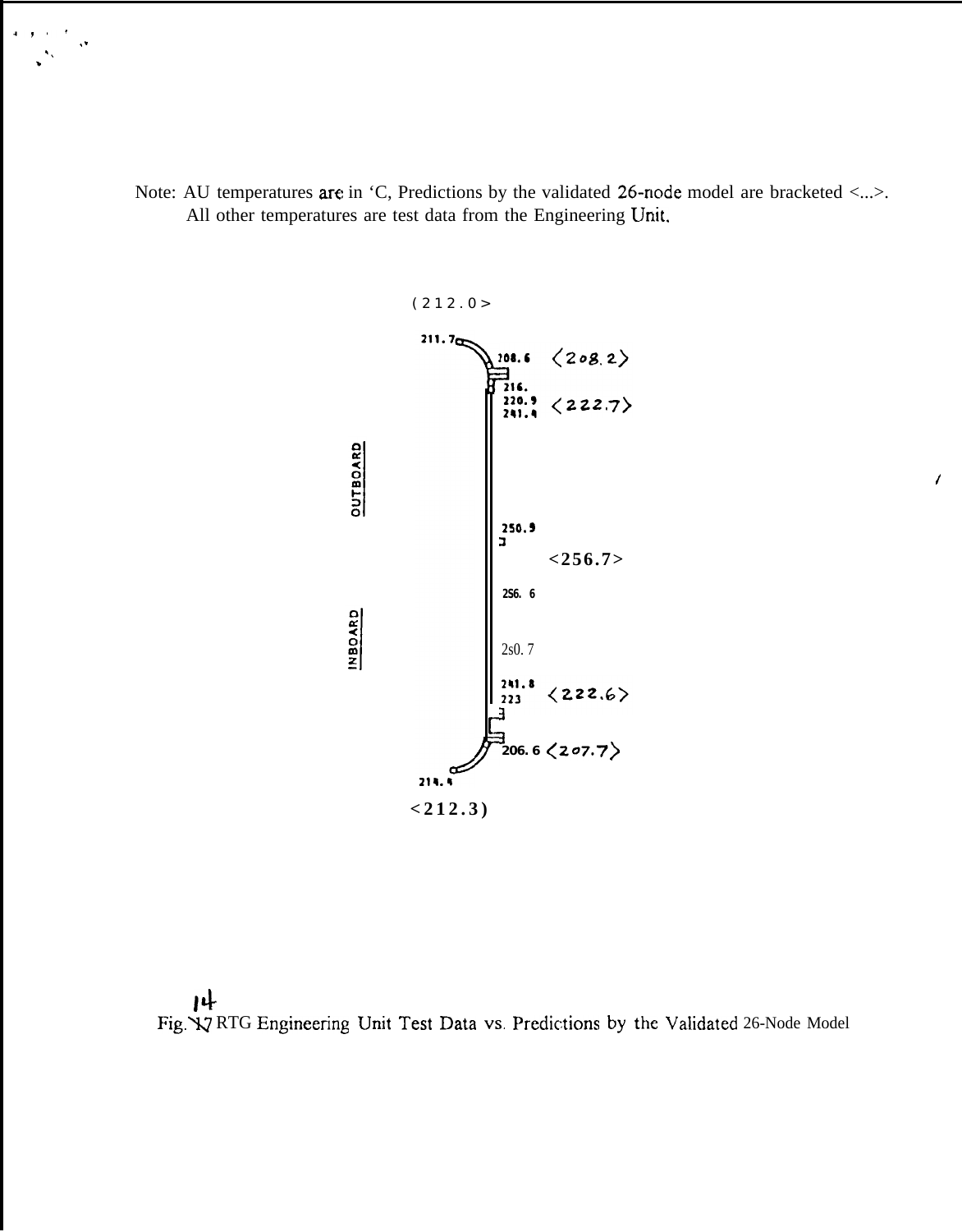Note: AU temperatures are in 'C, Predictions by the validated 26-node model are bracketed <...>.
All other temperatures are test data from the Engineering Unit.

(212.0>

211.7

208.6 <208.2>

216.
220.9 <222.7>
241.4

OUTBOARD

250.9

<256.7>

256.6

INBOARD

2s0.7

241.8 <222.6>
223

206.6 <207.7>

214.4

<212.3)

Fig. 14 RTG Engineering Unit Test Data vs. Predictions by the Validated 26-Node Model